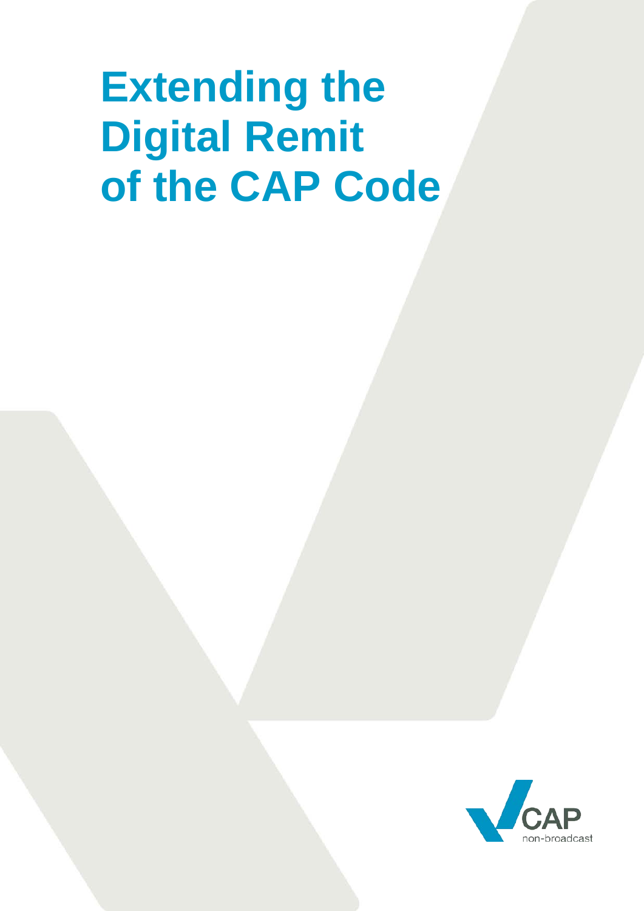# Extending the Digital Remit of the CAP Code

CAP
non-broadcast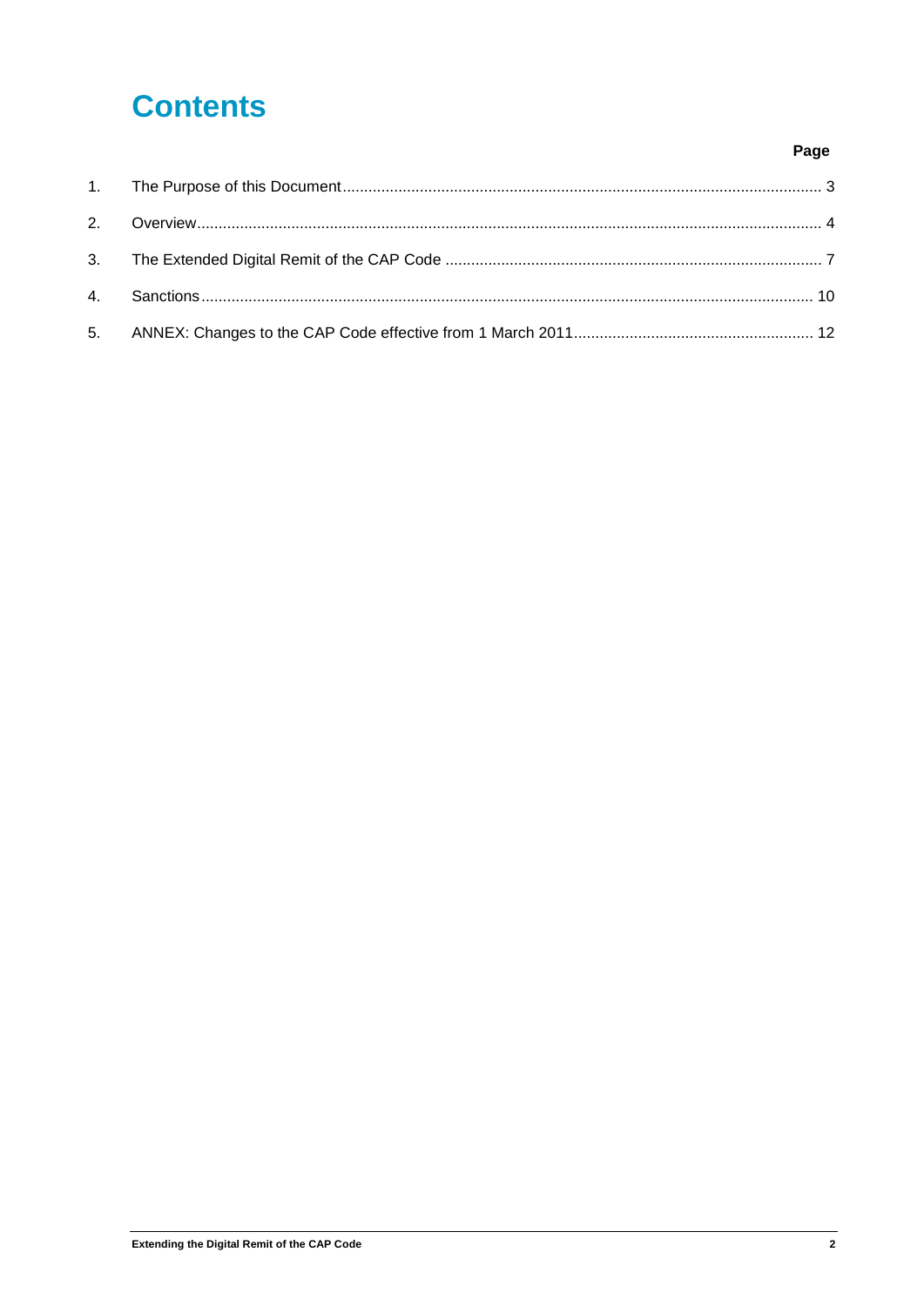# Contents

| | | Page |
|---|---|---|
| 1. | The Purpose of this Document | 3 |
| 2. | Overview | 4 |
| 3. | The Extended Digital Remit of the CAP Code | 7 |
| 4. | Sanctions | 10 |
| 5. | ANNEX: Changes to the CAP Code effective from 1 March 2011 | 12 |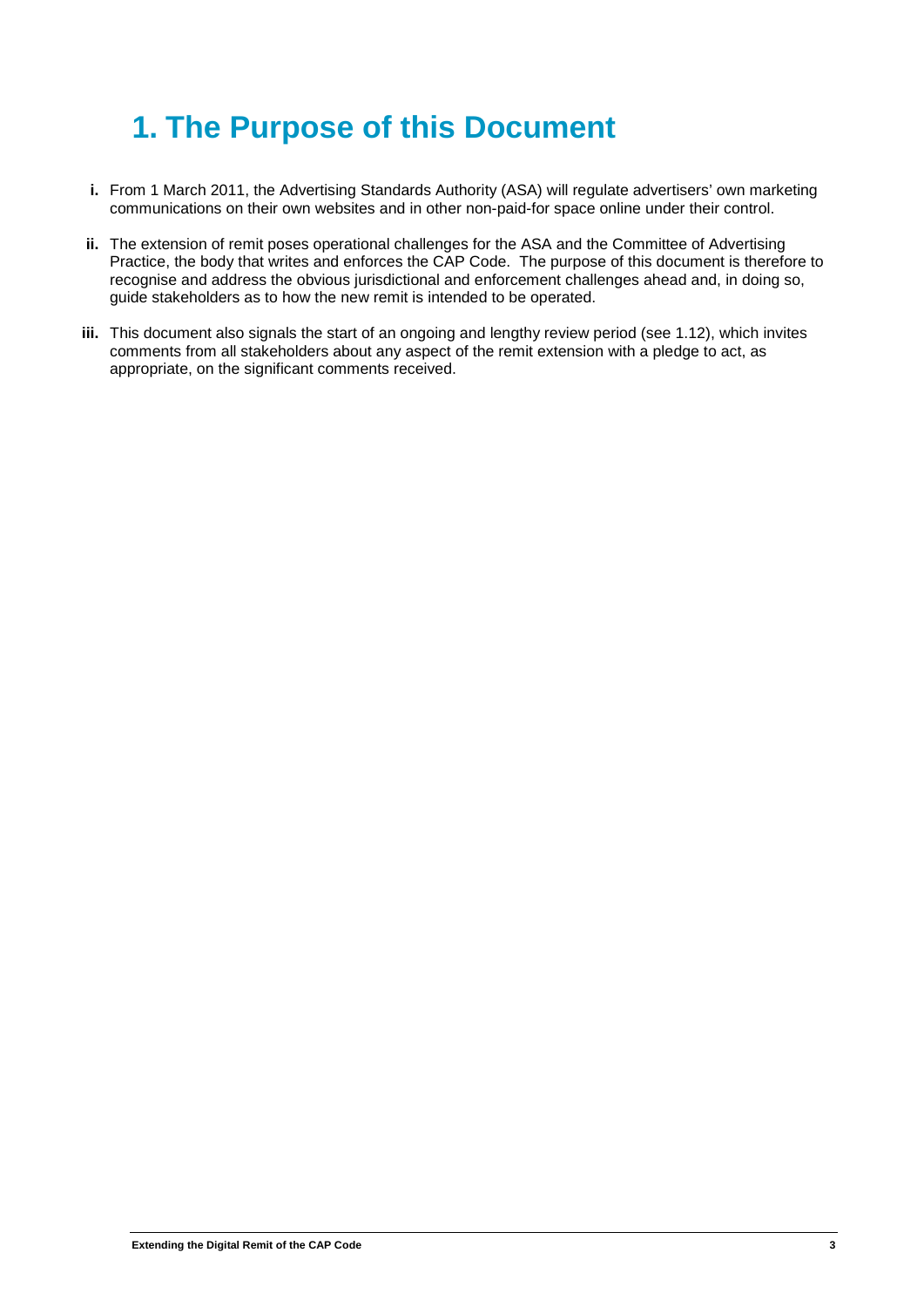# 1. The Purpose of this Document

**i.** From 1 March 2011, the Advertising Standards Authority (ASA) will regulate advertisers' own marketing communications on their own websites and in other non-paid-for space online under their control.

**ii.** The extension of remit poses operational challenges for the ASA and the Committee of Advertising Practice, the body that writes and enforces the CAP Code. The purpose of this document is therefore to recognise and address the obvious jurisdictional and enforcement challenges ahead and, in doing so, guide stakeholders as to how the new remit is intended to be operated.

**iii.** This document also signals the start of an ongoing and lengthy review period (see 1.12), which invites comments from all stakeholders about any aspect of the remit extension with a pledge to act, as appropriate, on the significant comments received.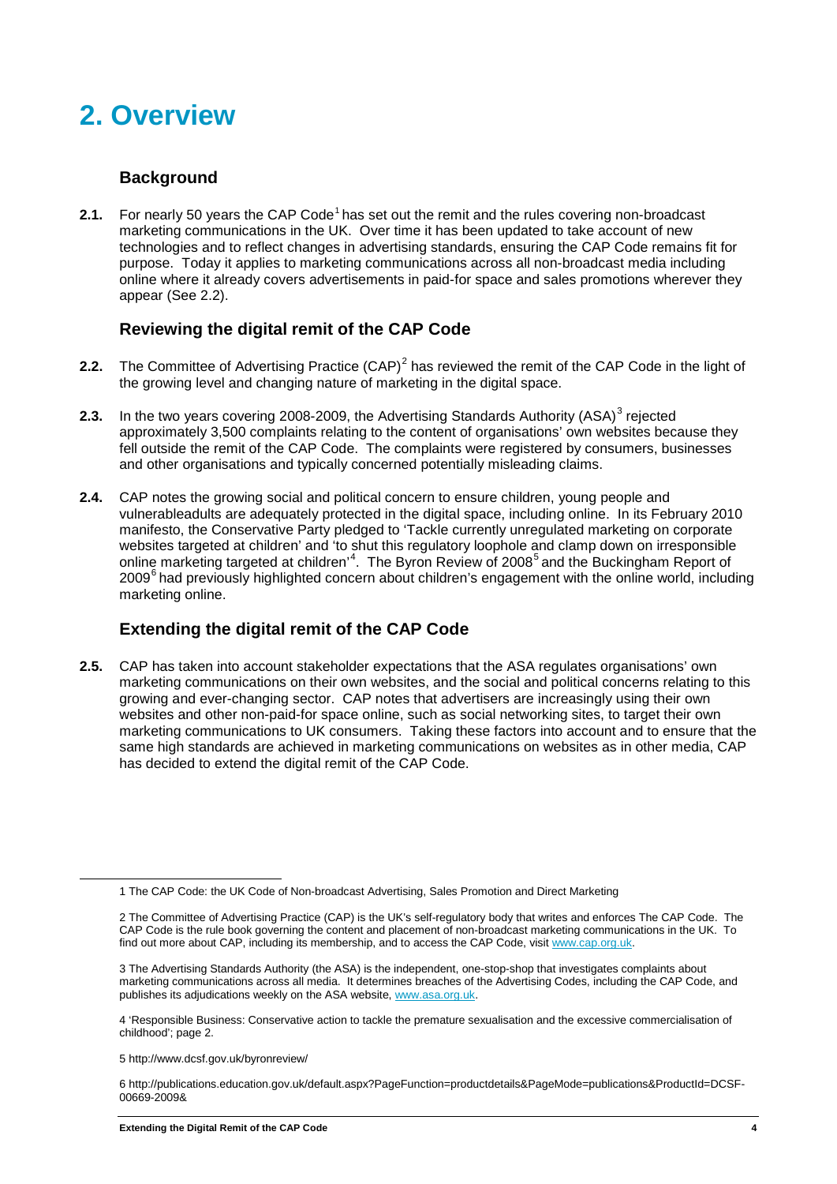# 2. Overview

## Background

**2.1.** For nearly 50 years the CAP Code[1] has set out the remit and the rules covering non-broadcast marketing communications in the UK. Over time it has been updated to take account of new technologies and to reflect changes in advertising standards, ensuring the CAP Code remains fit for purpose. Today it applies to marketing communications across all non-broadcast media including online where it already covers advertisements in paid-for space and sales promotions wherever they appear (See 2.2).

## Reviewing the digital remit of the CAP Code

**2.2.** The Committee of Advertising Practice (CAP)[2] has reviewed the remit of the CAP Code in the light of the growing level and changing nature of marketing in the digital space.

**2.3.** In the two years covering 2008-2009, the Advertising Standards Authority (ASA)[3] rejected approximately 3,500 complaints relating to the content of organisations' own websites because they fell outside the remit of the CAP Code. The complaints were registered by consumers, businesses and other organisations and typically concerned potentially misleading claims.

**2.4.** CAP notes the growing social and political concern to ensure children, young people and vulnerableadults are adequately protected in the digital space, including online. In its February 2010 manifesto, the Conservative Party pledged to 'Tackle currently unregulated marketing on corporate websites targeted at children' and 'to shut this regulatory loophole and clamp down on irresponsible online marketing targeted at children'[4]. The Byron Review of 2008[5] and the Buckingham Report of 2009[6] had previously highlighted concern about children's engagement with the online world, including marketing online.

## Extending the digital remit of the CAP Code

**2.5.** CAP has taken into account stakeholder expectations that the ASA regulates organisations' own marketing communications on their own websites, and the social and political concerns relating to this growing and ever-changing sector. CAP notes that advertisers are increasingly using their own websites and other non-paid-for space online, such as social networking sites, to target their own marketing communications to UK consumers. Taking these factors into account and to ensure that the same high standards are achieved in marketing communications on websites as in other media, CAP has decided to extend the digital remit of the CAP Code.

---

1 The CAP Code: the UK Code of Non-broadcast Advertising, Sales Promotion and Direct Marketing

2 The Committee of Advertising Practice (CAP) is the UK's self-regulatory body that writes and enforces The CAP Code. The CAP Code is the rule book governing the content and placement of non-broadcast marketing communications in the UK. To find out more about CAP, including its membership, and to access the CAP Code, visit www.cap.org.uk.

3 The Advertising Standards Authority (the ASA) is the independent, one-stop-shop that investigates complaints about marketing communications across all media. It determines breaches of the Advertising Codes, including the CAP Code, and publishes its adjudications weekly on the ASA website, www.asa.org.uk.

4 'Responsible Business: Conservative action to tackle the premature sexualisation and the excessive commercialisation of childhood'; page 2.

5 http://www.dcsf.gov.uk/byronreview/

6 http://publications.education.gov.uk/default.aspx?PageFunction=productdetails&PageMode=publications&ProductId=DCSF-00669-2009&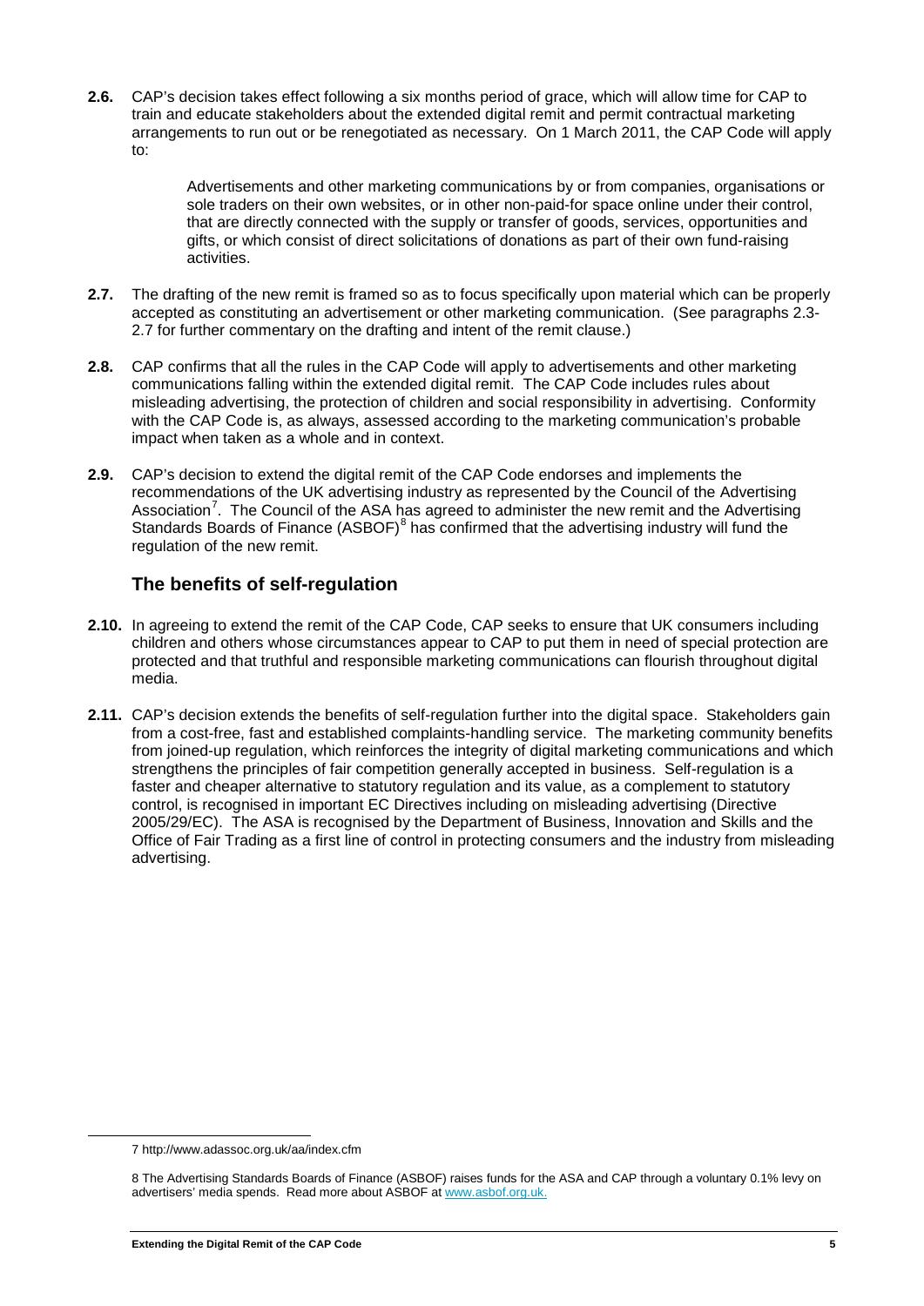**2.6.** CAP's decision takes effect following a six months period of grace, which will allow time for CAP to train and educate stakeholders about the extended digital remit and permit contractual marketing arrangements to run out or be renegotiated as necessary. On 1 March 2011, the CAP Code will apply to:

> Advertisements and other marketing communications by or from companies, organisations or sole traders on their own websites, or in other non-paid-for space online under their control, that are directly connected with the supply or transfer of goods, services, opportunities and gifts, or which consist of direct solicitations of donations as part of their own fund-raising activities.

**2.7.** The drafting of the new remit is framed so as to focus specifically upon material which can be properly accepted as constituting an advertisement or other marketing communication. (See paragraphs 2.3-2.7 for further commentary on the drafting and intent of the remit clause.)

**2.8.** CAP confirms that all the rules in the CAP Code will apply to advertisements and other marketing communications falling within the extended digital remit. The CAP Code includes rules about misleading advertising, the protection of children and social responsibility in advertising. Conformity with the CAP Code is, as always, assessed according to the marketing communication's probable impact when taken as a whole and in context.

**2.9.** CAP's decision to extend the digital remit of the CAP Code endorses and implements the recommendations of the UK advertising industry as represented by the Council of the Advertising Association[7]. The Council of the ASA has agreed to administer the new remit and the Advertising Standards Boards of Finance (ASBOF)[8] has confirmed that the advertising industry will fund the regulation of the new remit.

## The benefits of self-regulation

**2.10.** In agreeing to extend the remit of the CAP Code, CAP seeks to ensure that UK consumers including children and others whose circumstances appear to CAP to put them in need of special protection are protected and that truthful and responsible marketing communications can flourish throughout digital media.

**2.11.** CAP's decision extends the benefits of self-regulation further into the digital space. Stakeholders gain from a cost-free, fast and established complaints-handling service. The marketing community benefits from joined-up regulation, which reinforces the integrity of digital marketing communications and which strengthens the principles of fair competition generally accepted in business. Self-regulation is a faster and cheaper alternative to statutory regulation and its value, as a complement to statutory control, is recognised in important EC Directives including on misleading advertising (Directive 2005/29/EC). The ASA is recognised by the Department of Business, Innovation and Skills and the Office of Fair Trading as a first line of control in protecting consumers and the industry from misleading advertising.

---

7 http://www.adassoc.org.uk/aa/index.cfm

8 The Advertising Standards Boards of Finance (ASBOF) raises funds for the ASA and CAP through a voluntary 0.1% levy on advertisers' media spends. Read more about ASBOF at www.asbof.org.uk.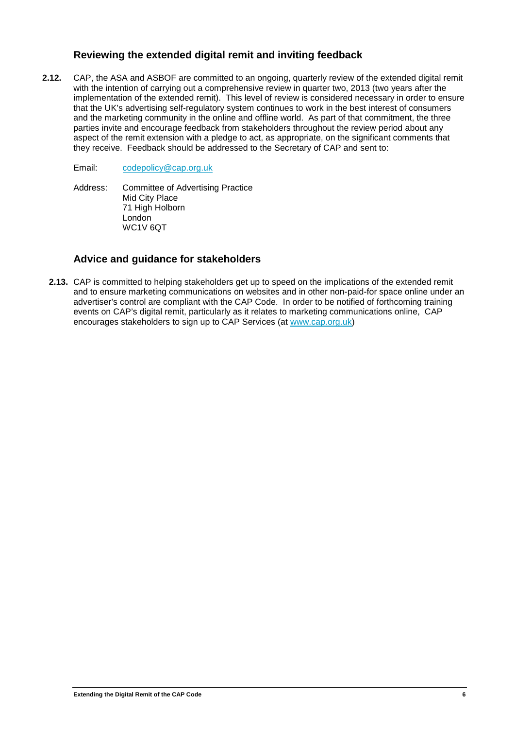## Reviewing the extended digital remit and inviting feedback

**2.12.** CAP, the ASA and ASBOF are committed to an ongoing, quarterly review of the extended digital remit with the intention of carrying out a comprehensive review in quarter two, 2013 (two years after the implementation of the extended remit). This level of review is considered necessary in order to ensure that the UK's advertising self-regulatory system continues to work in the best interest of consumers and the marketing community in the online and offline world. As part of that commitment, the three parties invite and encourage feedback from stakeholders throughout the review period about any aspect of the remit extension with a pledge to act, as appropriate, on the significant comments that they receive. Feedback should be addressed to the Secretary of CAP and sent to:

Email: codepolicy@cap.org.uk

Address: Committee of Advertising Practice
Mid City Place
71 High Holborn
London
WC1V 6QT

## Advice and guidance for stakeholders

**2.13.** CAP is committed to helping stakeholders get up to speed on the implications of the extended remit and to ensure marketing communications on websites and in other non-paid-for space online under an advertiser's control are compliant with the CAP Code. In order to be notified of forthcoming training events on CAP's digital remit, particularly as it relates to marketing communications online, CAP encourages stakeholders to sign up to CAP Services (at www.cap.org.uk)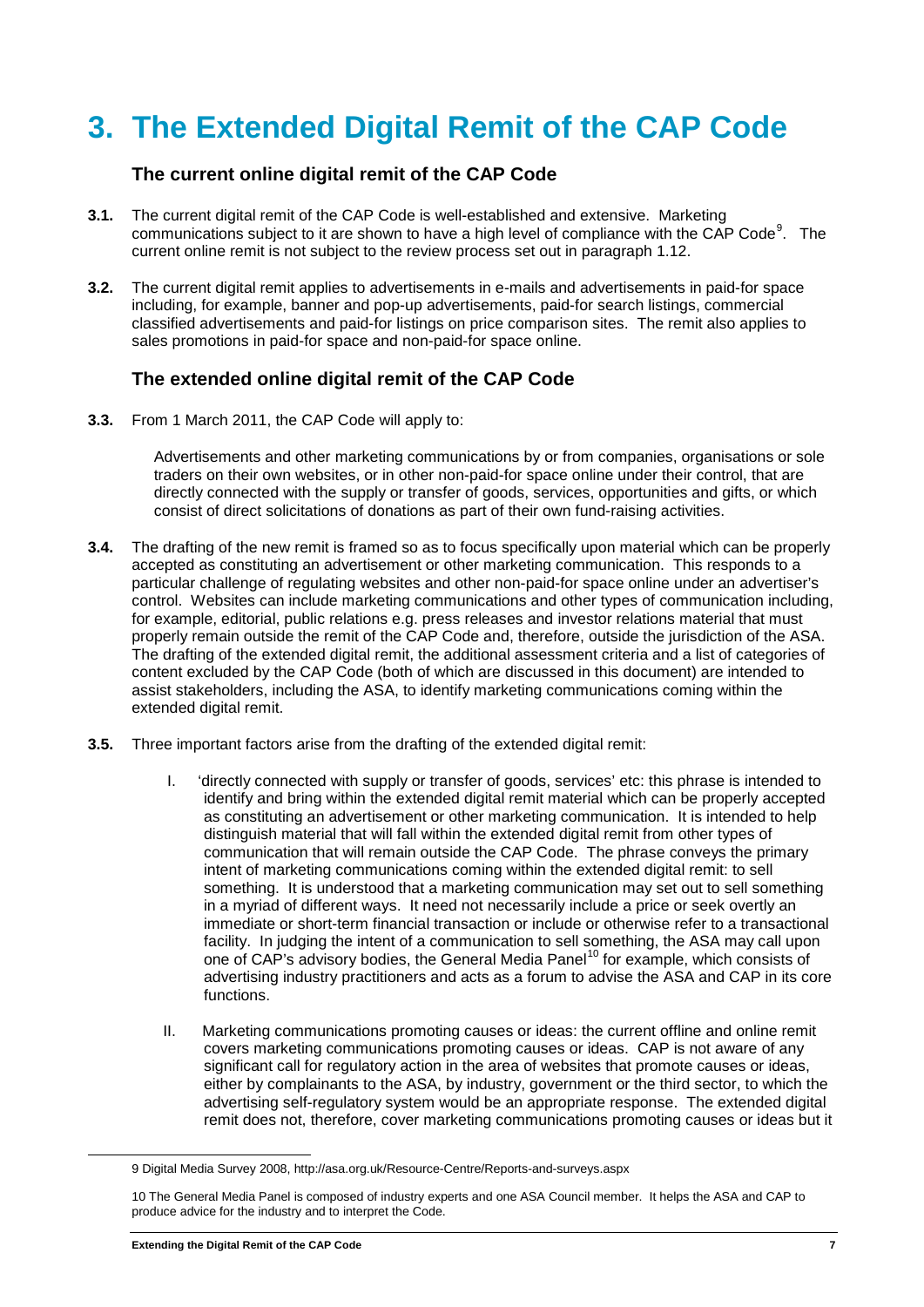# 3. The Extended Digital Remit of the CAP Code

## The current online digital remit of the CAP Code

**3.1.** The current digital remit of the CAP Code is well-established and extensive. Marketing communications subject to it are shown to have a high level of compliance with the CAP Code[9]. The current online remit is not subject to the review process set out in paragraph 1.12.

**3.2.** The current digital remit applies to advertisements in e-mails and advertisements in paid-for space including, for example, banner and pop-up advertisements, paid-for search listings, commercial classified advertisements and paid-for listings on price comparison sites. The remit also applies to sales promotions in paid-for space and non-paid-for space online.

## The extended online digital remit of the CAP Code

**3.3.** From 1 March 2011, the CAP Code will apply to:

> Advertisements and other marketing communications by or from companies, organisations or sole traders on their own websites, or in other non-paid-for space online under their control, that are directly connected with the supply or transfer of goods, services, opportunities and gifts, or which consist of direct solicitations of donations as part of their own fund-raising activities.

**3.4.** The drafting of the new remit is framed so as to focus specifically upon material which can be properly accepted as constituting an advertisement or other marketing communication. This responds to a particular challenge of regulating websites and other non-paid-for space online under an advertiser's control. Websites can include marketing communications and other types of communication including, for example, editorial, public relations e.g. press releases and investor relations material that must properly remain outside the remit of the CAP Code and, therefore, outside the jurisdiction of the ASA. The drafting of the extended digital remit, the additional assessment criteria and a list of categories of content excluded by the CAP Code (both of which are discussed in this document) are intended to assist stakeholders, including the ASA, to identify marketing communications coming within the extended digital remit.

**3.5.** Three important factors arise from the drafting of the extended digital remit:

I. 'directly connected with supply or transfer of goods, services' etc: this phrase is intended to identify and bring within the extended digital remit material which can be properly accepted as constituting an advertisement or other marketing communication. It is intended to help distinguish material that will fall within the extended digital remit from other types of communication that will remain outside the CAP Code. The phrase conveys the primary intent of marketing communications coming within the extended digital remit: to sell something. It is understood that a marketing communication may set out to sell something in a myriad of different ways. It need not necessarily include a price or seek overtly an immediate or short-term financial transaction or include or otherwise refer to a transactional facility. In judging the intent of a communication to sell something, the ASA may call upon one of CAP's advisory bodies, the General Media Panel[10] for example, which consists of advertising industry practitioners and acts as a forum to advise the ASA and CAP in its core functions.

II. Marketing communications promoting causes or ideas: the current offline and online remit covers marketing communications promoting causes or ideas. CAP is not aware of any significant call for regulatory action in the area of websites that promote causes or ideas, either by complainants to the ASA, by industry, government or the third sector, to which the advertising self-regulatory system would be an appropriate response. The extended digital remit does not, therefore, cover marketing communications promoting causes or ideas but it

---

9 Digital Media Survey 2008, http://asa.org.uk/Resource-Centre/Reports-and-surveys.aspx

10 The General Media Panel is composed of industry experts and one ASA Council member. It helps the ASA and CAP to produce advice for the industry and to interpret the Code.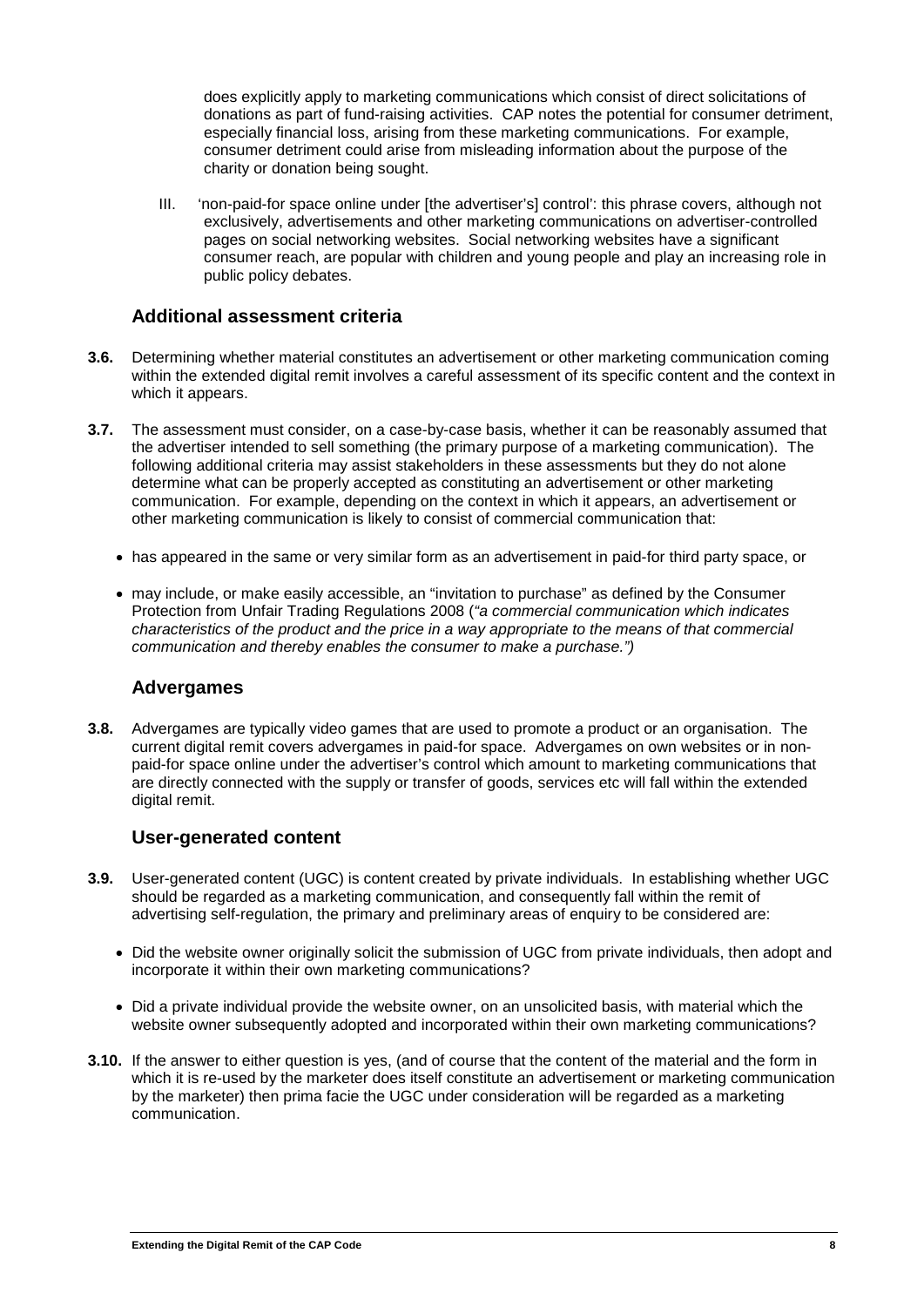does explicitly apply to marketing communications which consist of direct solicitations of donations as part of fund-raising activities. CAP notes the potential for consumer detriment, especially financial loss, arising from these marketing communications. For example, consumer detriment could arise from misleading information about the purpose of the charity or donation being sought.

III. 'non-paid-for space online under [the advertiser's] control': this phrase covers, although not exclusively, advertisements and other marketing communications on advertiser-controlled pages on social networking websites. Social networking websites have a significant consumer reach, are popular with children and young people and play an increasing role in public policy debates.

## Additional assessment criteria

**3.6.** Determining whether material constitutes an advertisement or other marketing communication coming within the extended digital remit involves a careful assessment of its specific content and the context in which it appears.

**3.7.** The assessment must consider, on a case-by-case basis, whether it can be reasonably assumed that the advertiser intended to sell something (the primary purpose of a marketing communication). The following additional criteria may assist stakeholders in these assessments but they do not alone determine what can be properly accepted as constituting an advertisement or other marketing communication. For example, depending on the context in which it appears, an advertisement or other marketing communication is likely to consist of commercial communication that:

- has appeared in the same or very similar form as an advertisement in paid-for third party space, or
- may include, or make easily accessible, an "invitation to purchase" as defined by the Consumer Protection from Unfair Trading Regulations 2008 (*"a commercial communication which indicates characteristics of the product and the price in a way appropriate to the means of that commercial communication and thereby enables the consumer to make a purchase.")*

## Advergames

**3.8.** Advergames are typically video games that are used to promote a product or an organisation. The current digital remit covers advergames in paid-for space. Advergames on own websites or in non-paid-for space online under the advertiser's control which amount to marketing communications that are directly connected with the supply or transfer of goods, services etc will fall within the extended digital remit.

## User-generated content

**3.9.** User-generated content (UGC) is content created by private individuals. In establishing whether UGC should be regarded as a marketing communication, and consequently fall within the remit of advertising self-regulation, the primary and preliminary areas of enquiry to be considered are:

- Did the website owner originally solicit the submission of UGC from private individuals, then adopt and incorporate it within their own marketing communications?
- Did a private individual provide the website owner, on an unsolicited basis, with material which the website owner subsequently adopted and incorporated within their own marketing communications?

**3.10.** If the answer to either question is yes, (and of course that the content of the material and the form in which it is re-used by the marketer does itself constitute an advertisement or marketing communication by the marketer) then prima facie the UGC under consideration will be regarded as a marketing communication.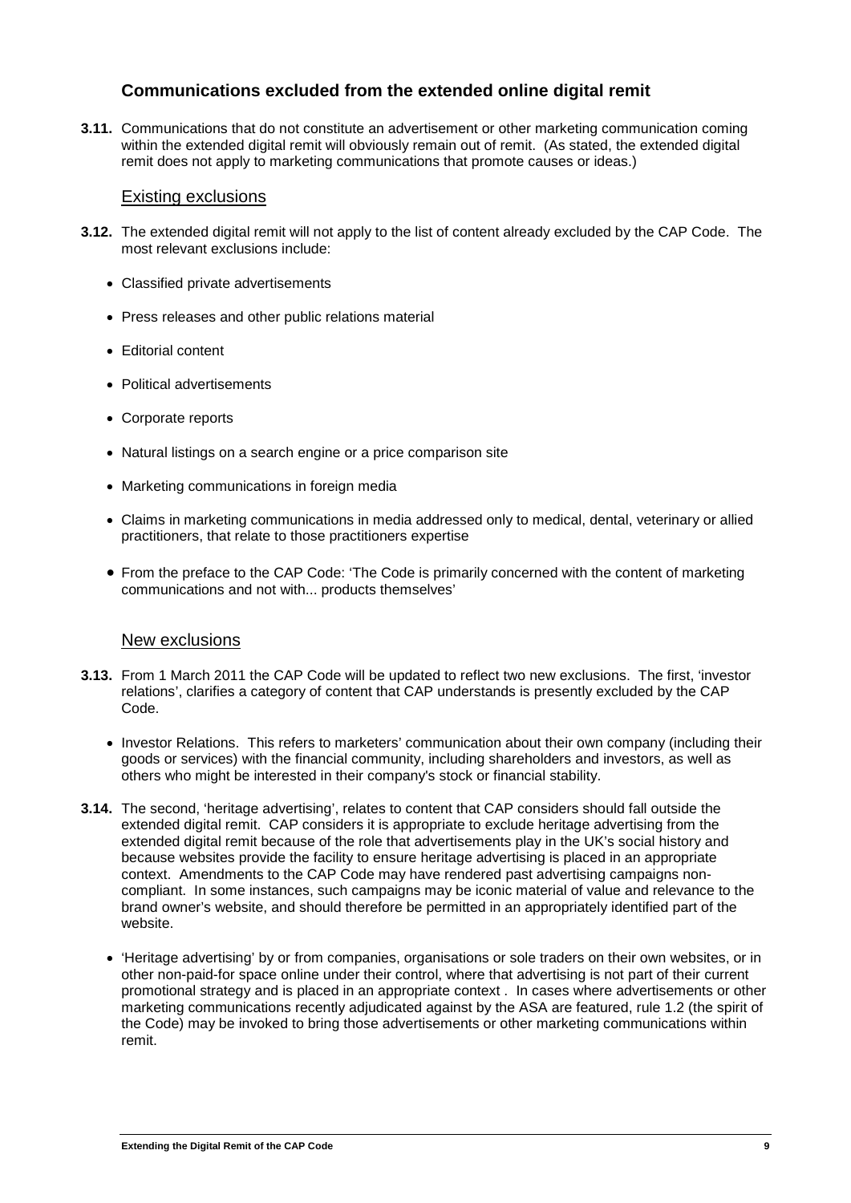## Communications excluded from the extended online digital remit

**3.11.** Communications that do not constitute an advertisement or other marketing communication coming within the extended digital remit will obviously remain out of remit. (As stated, the extended digital remit does not apply to marketing communications that promote causes or ideas.)

### Existing exclusions

**3.12.** The extended digital remit will not apply to the list of content already excluded by the CAP Code. The most relevant exclusions include:

- Classified private advertisements
- Press releases and other public relations material
- Editorial content
- Political advertisements
- Corporate reports
- Natural listings on a search engine or a price comparison site
- Marketing communications in foreign media
- Claims in marketing communications in media addressed only to medical, dental, veterinary or allied practitioners, that relate to those practitioners expertise
- From the preface to the CAP Code: 'The Code is primarily concerned with the content of marketing communications and not with... products themselves'

### New exclusions

**3.13.** From 1 March 2011 the CAP Code will be updated to reflect two new exclusions. The first, 'investor relations', clarifies a category of content that CAP understands is presently excluded by the CAP Code.

- Investor Relations. This refers to marketers' communication about their own company (including their goods or services) with the financial community, including shareholders and investors, as well as others who might be interested in their company's stock or financial stability.

**3.14.** The second, 'heritage advertising', relates to content that CAP considers should fall outside the extended digital remit. CAP considers it is appropriate to exclude heritage advertising from the extended digital remit because of the role that advertisements play in the UK's social history and because websites provide the facility to ensure heritage advertising is placed in an appropriate context. Amendments to the CAP Code may have rendered past advertising campaigns non-compliant. In some instances, such campaigns may be iconic material of value and relevance to the brand owner's website, and should therefore be permitted in an appropriately identified part of the website.

- 'Heritage advertising' by or from companies, organisations or sole traders on their own websites, or in other non-paid-for space online under their control, where that advertising is not part of their current promotional strategy and is placed in an appropriate context . In cases where advertisements or other marketing communications recently adjudicated against by the ASA are featured, rule 1.2 (the spirit of the Code) may be invoked to bring those advertisements or other marketing communications within remit.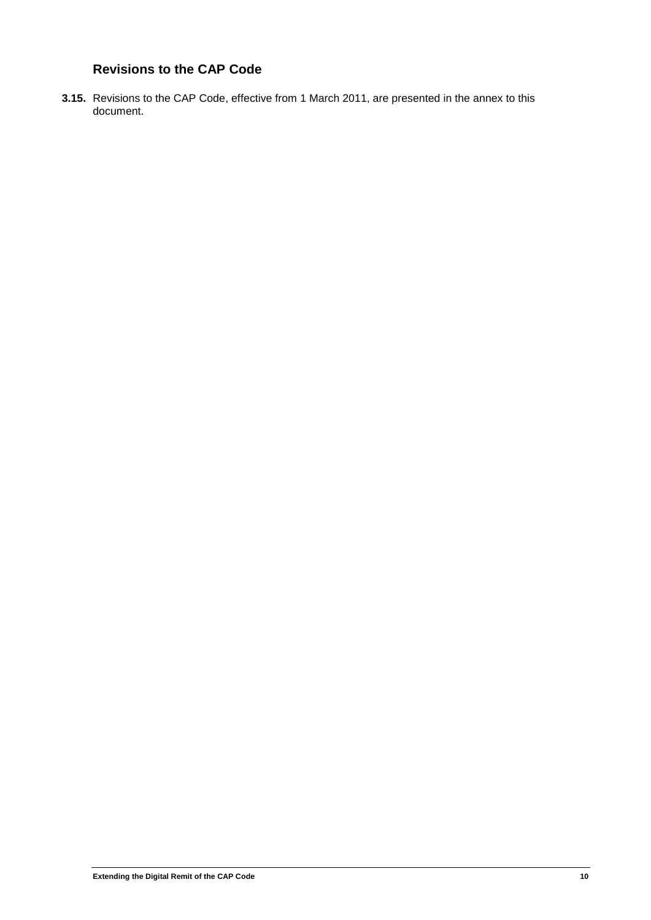## Revisions to the CAP Code

**3.15.** Revisions to the CAP Code, effective from 1 March 2011, are presented in the annex to this document.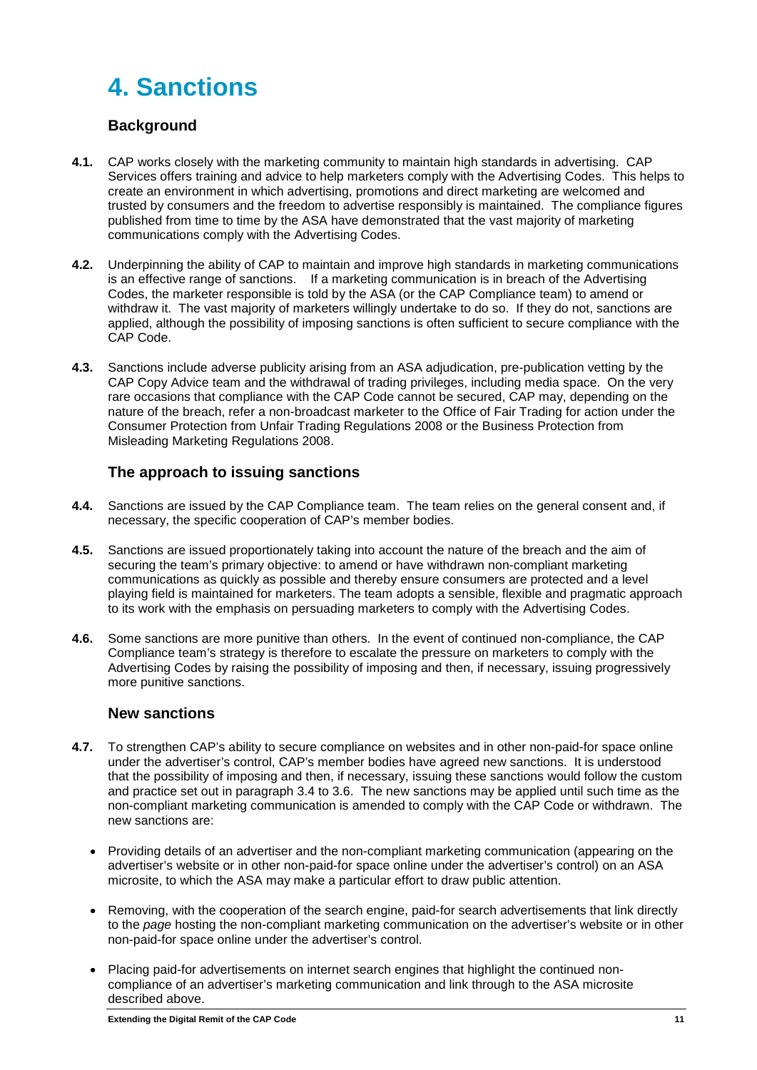# 4. Sanctions

## Background

**4.1.** CAP works closely with the marketing community to maintain high standards in advertising. CAP Services offers training and advice to help marketers comply with the Advertising Codes. This helps to create an environment in which advertising, promotions and direct marketing are welcomed and trusted by consumers and the freedom to advertise responsibly is maintained. The compliance figures published from time to time by the ASA have demonstrated that the vast majority of marketing communications comply with the Advertising Codes.

**4.2.** Underpinning the ability of CAP to maintain and improve high standards in marketing communications is an effective range of sanctions. If a marketing communication is in breach of the Advertising Codes, the marketer responsible is told by the ASA (or the CAP Compliance team) to amend or withdraw it. The vast majority of marketers willingly undertake to do so. If they do not, sanctions are applied, although the possibility of imposing sanctions is often sufficient to secure compliance with the CAP Code.

**4.3.** Sanctions include adverse publicity arising from an ASA adjudication, pre-publication vetting by the CAP Copy Advice team and the withdrawal of trading privileges, including media space. On the very rare occasions that compliance with the CAP Code cannot be secured, CAP may, depending on the nature of the breach, refer a non-broadcast marketer to the Office of Fair Trading for action under the Consumer Protection from Unfair Trading Regulations 2008 or the Business Protection from Misleading Marketing Regulations 2008.

## The approach to issuing sanctions

**4.4.** Sanctions are issued by the CAP Compliance team. The team relies on the general consent and, if necessary, the specific cooperation of CAP's member bodies.

**4.5.** Sanctions are issued proportionately taking into account the nature of the breach and the aim of securing the team's primary objective: to amend or have withdrawn non-compliant marketing communications as quickly as possible and thereby ensure consumers are protected and a level playing field is maintained for marketers. The team adopts a sensible, flexible and pragmatic approach to its work with the emphasis on persuading marketers to comply with the Advertising Codes.

**4.6.** Some sanctions are more punitive than others. In the event of continued non-compliance, the CAP Compliance team's strategy is therefore to escalate the pressure on marketers to comply with the Advertising Codes by raising the possibility of imposing and then, if necessary, issuing progressively more punitive sanctions.

## New sanctions

**4.7.** To strengthen CAP's ability to secure compliance on websites and in other non-paid-for space online under the advertiser's control, CAP's member bodies have agreed new sanctions. It is understood that the possibility of imposing and then, if necessary, issuing these sanctions would follow the custom and practice set out in paragraph 3.4 to 3.6. The new sanctions may be applied until such time as the non-compliant marketing communication is amended to comply with the CAP Code or withdrawn. The new sanctions are:

- Providing details of an advertiser and the non-compliant marketing communication (appearing on the advertiser's website or in other non-paid-for space online under the advertiser's control) on an ASA microsite, to which the ASA may make a particular effort to draw public attention.
- Removing, with the cooperation of the search engine, paid-for search advertisements that link directly to the *page* hosting the non-compliant marketing communication on the advertiser's website or in other non-paid-for space online under the advertiser's control.
- Placing paid-for advertisements on internet search engines that highlight the continued non-compliance of an advertiser's marketing communication and link through to the ASA microsite described above.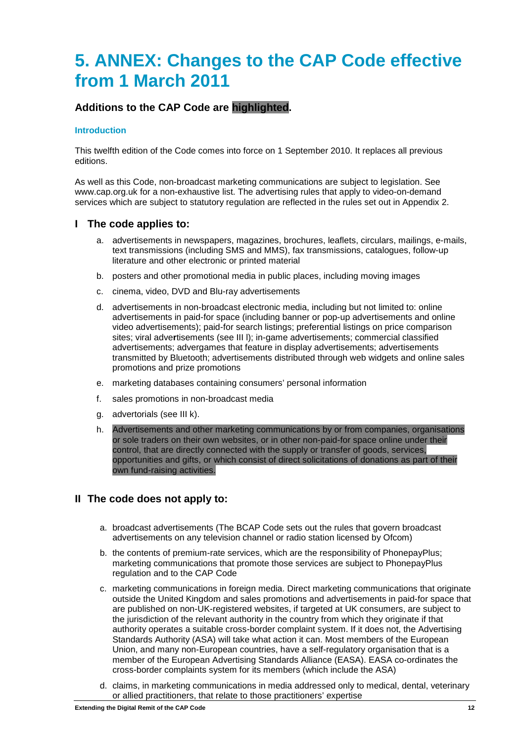# 5. ANNEX: Changes to the CAP Code effective from 1 March 2011

### Additions to the CAP Code are highlighted.

#### Introduction

This twelfth edition of the Code comes into force on 1 September 2010. It replaces all previous editions.

As well as this Code, non-broadcast marketing communications are subject to legislation. See www.cap.org.uk for a non-exhaustive list. The advertising rules that apply to video-on-demand services which are subject to statutory regulation are reflected in the rules set out in Appendix 2.

### I The code applies to:

a. advertisements in newspapers, magazines, brochures, leaflets, circulars, mailings, e-mails, text transmissions (including SMS and MMS), fax transmissions, catalogues, follow-up literature and other electronic or printed material

b. posters and other promotional media in public places, including moving images

c. cinema, video, DVD and Blu-ray advertisements

d. advertisements in non-broadcast electronic media, including but not limited to: online advertisements in paid-for space (including banner or pop-up advertisements and online video advertisements); paid-for search listings; preferential listings on price comparison sites; viral advertisements (see III l); in-game advertisements; commercial classified advertisements; advergames that feature in display advertisements; advertisements transmitted by Bluetooth; advertisements distributed through web widgets and online sales promotions and prize promotions

e. marketing databases containing consumers' personal information

f. sales promotions in non-broadcast media

g. advertorials (see III k).

h. Advertisements and other marketing communications by or from companies, organisations or sole traders on their own websites, or in other non-paid-for space online under their control, that are directly connected with the supply or transfer of goods, services, opportunities and gifts, or which consist of direct solicitations of donations as part of their own fund-raising activities.

### II The code does not apply to:

a. broadcast advertisements (The BCAP Code sets out the rules that govern broadcast advertisements on any television channel or radio station licensed by Ofcom)

b. the contents of premium-rate services, which are the responsibility of PhonepayPlus; marketing communications that promote those services are subject to PhonepayPlus regulation and to the CAP Code

c. marketing communications in foreign media. Direct marketing communications that originate outside the United Kingdom and sales promotions and advertisements in paid-for space that are published on non-UK-registered websites, if targeted at UK consumers, are subject to the jurisdiction of the relevant authority in the country from which they originate if that authority operates a suitable cross-border complaint system. If it does not, the Advertising Standards Authority (ASA) will take what action it can. Most members of the European Union, and many non-European countries, have a self-regulatory organisation that is a member of the European Advertising Standards Alliance (EASA). EASA co-ordinates the cross-border complaints system for its members (which include the ASA)

d. claims, in marketing communications in media addressed only to medical, dental, veterinary or allied practitioners, that relate to those practitioners' expertise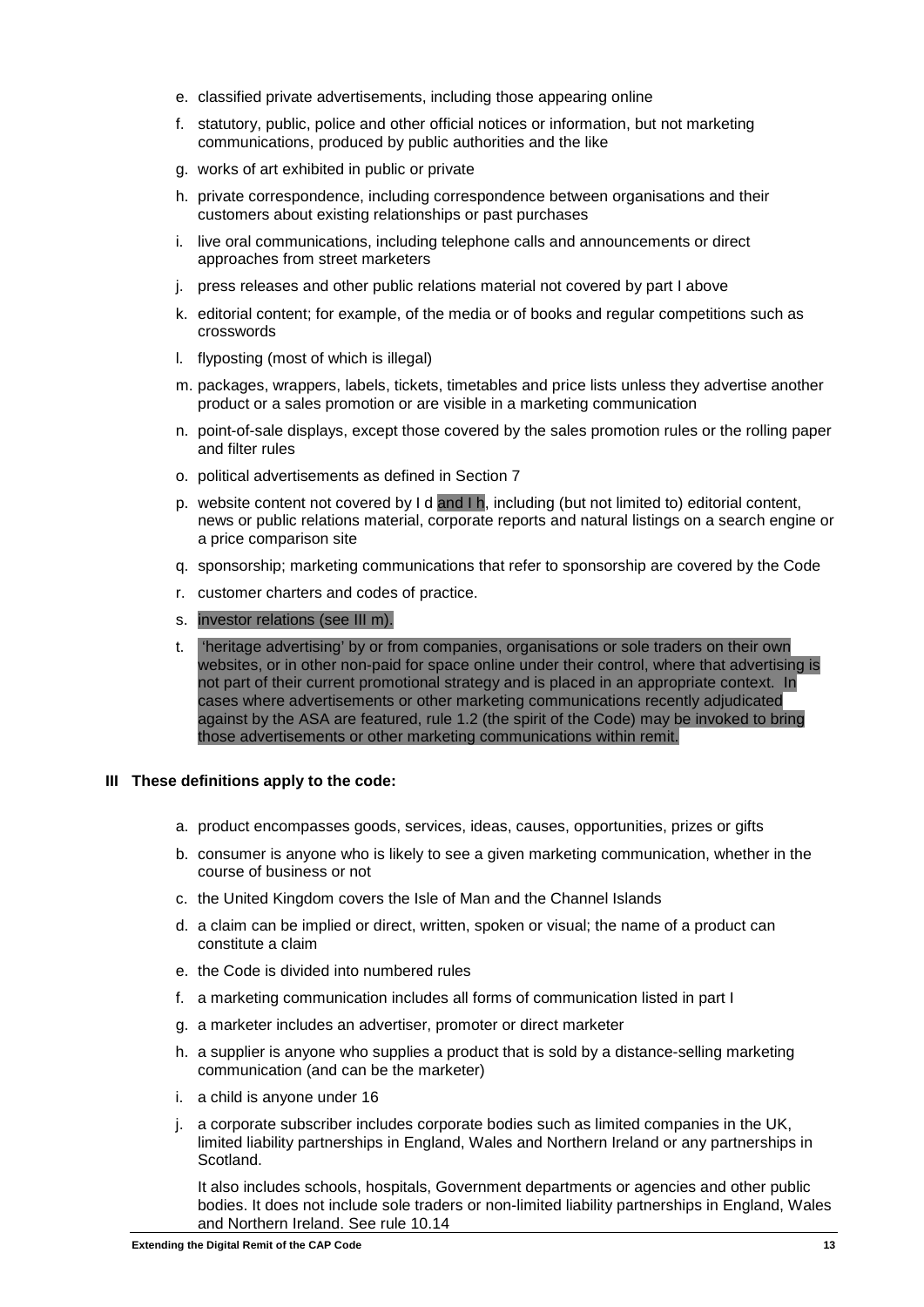e. classified private advertisements, including those appearing online
f. statutory, public, police and other official notices or information, but not marketing communications, produced by public authorities and the like
g. works of art exhibited in public or private
h. private correspondence, including correspondence between organisations and their customers about existing relationships or past purchases
i. live oral communications, including telephone calls and announcements or direct approaches from street marketers
j. press releases and other public relations material not covered by part I above
k. editorial content; for example, of the media or of books and regular competitions such as crosswords
l. flyposting (most of which is illegal)
m. packages, wrappers, labels, tickets, timetables and price lists unless they advertise another product or a sales promotion or are visible in a marketing communication
n. point-of-sale displays, except those covered by the sales promotion rules or the rolling paper and filter rules
o. political advertisements as defined in Section 7
p. website content not covered by I d and I h, including (but not limited to) editorial content, news or public relations material, corporate reports and natural listings on a search engine or a price comparison site
q. sponsorship; marketing communications that refer to sponsorship are covered by the Code
r. customer charters and codes of practice.
s. investor relations (see III m).
t. 'heritage advertising' by or from companies, organisations or sole traders on their own websites, or in other non-paid for space online under their control, where that advertising is not part of their current promotional strategy and is placed in an appropriate context. In cases where advertisements or other marketing communications recently adjudicated against by the ASA are featured, rule 1.2 (the spirit of the Code) may be invoked to bring those advertisements or other marketing communications within remit.

**III These definitions apply to the code:**

a. product encompasses goods, services, ideas, causes, opportunities, prizes or gifts
b. consumer is anyone who is likely to see a given marketing communication, whether in the course of business or not
c. the United Kingdom covers the Isle of Man and the Channel Islands
d. a claim can be implied or direct, written, spoken or visual; the name of a product can constitute a claim
e. the Code is divided into numbered rules
f. a marketing communication includes all forms of communication listed in part I
g. a marketer includes an advertiser, promoter or direct marketer
h. a supplier is anyone who supplies a product that is sold by a distance-selling marketing communication (and can be the marketer)
i. a child is anyone under 16
j. a corporate subscriber includes corporate bodies such as limited companies in the UK, limited liability partnerships in England, Wales and Northern Ireland or any partnerships in Scotland.

   It also includes schools, hospitals, Government departments or agencies and other public bodies. It does not include sole traders or non-limited liability partnerships in England, Wales and Northern Ireland. See rule 10.14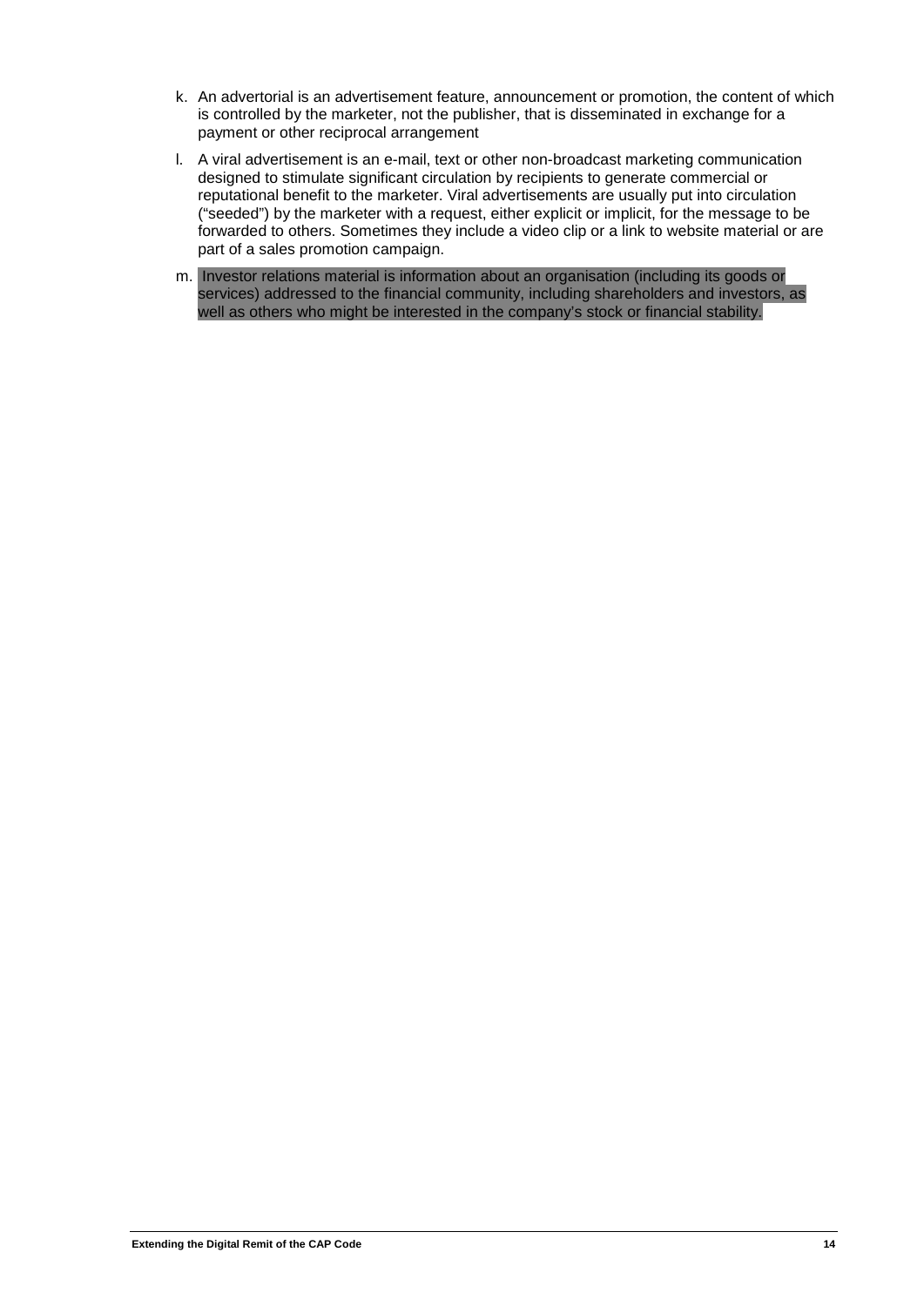k. An advertorial is an advertisement feature, announcement or promotion, the content of which is controlled by the marketer, not the publisher, that is disseminated in exchange for a payment or other reciprocal arrangement

l. A viral advertisement is an e-mail, text or other non-broadcast marketing communication designed to stimulate significant circulation by recipients to generate commercial or reputational benefit to the marketer. Viral advertisements are usually put into circulation ("seeded") by the marketer with a request, either explicit or implicit, for the message to be forwarded to others. Sometimes they include a video clip or a link to website material or are part of a sales promotion campaign.

m. Investor relations material is information about an organisation (including its goods or services) addressed to the financial community, including shareholders and investors, as well as others who might be interested in the company's stock or financial stability.